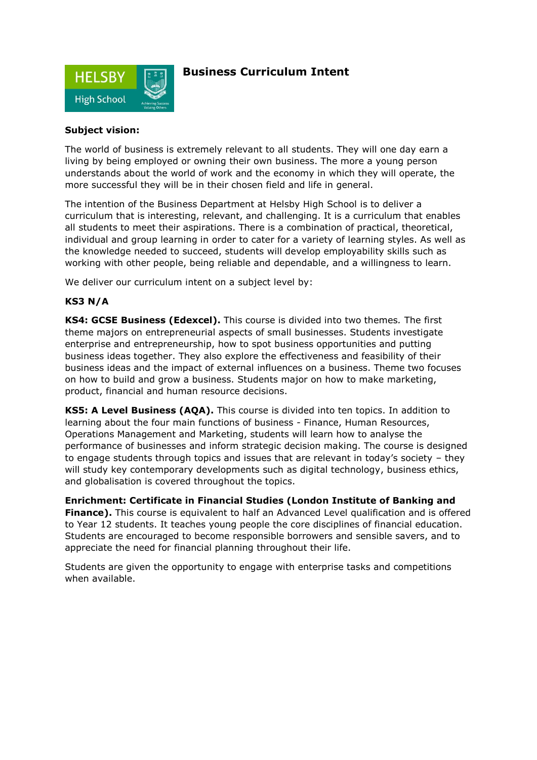# Business Curriculum Intent

**Subject vision:**

The world of business is extremely relevant to all students. They will one day earn a living by being employed or owning their own business. The more a young person understands about the world of work and the economy in which they will operate, the more successful they will be in their chosen field and life in general.

The intention of the Business Department at Helsby High School is to deliver a curriculum that is interesting, relevant, and challenging. It is a curriculum that enables all students to meet their aspirations. There is a combination of practical, theoretical, individual and group learning in order to cater for a variety of learning styles. As well as the knowledge needed to succeed, students will develop employability skills such as working with other people, being reliable and dependable, and a willingness to learn.

We deliver our curriculum intent on a subject level by:

**KS3 N/A**

**KS4: GCSE Business (Edexcel).** This course is divided into two themes. The first theme majors on entrepreneurial aspects of small businesses. Students investigate enterprise and entrepreneurship, how to spot business opportunities and putting business ideas together. They also explore the effectiveness and feasibility of their business ideas and the impact of external influences on a business. Theme two focuses on how to build and grow a business. Students major on how to make marketing, product, financial and human resource decisions.

**KS5: A Level Business (AQA).** This course is divided into ten topics. In addition to learning about the four main functions of business - Finance, Human Resources, Operations Management and Marketing, students will learn how to analyse the performance of businesses and inform strategic decision making. The course is designed to engage students through topics and issues that are relevant in today's society – they will study key contemporary developments such as digital technology, business ethics, and globalisation is covered throughout the topics.

**Enrichment: Certificate in Financial Studies (London Institute of Banking and Finance).** This course is equivalent to half an Advanced Level qualification and is offered to Year 12 students. It teaches young people the core disciplines of financial education. Students are encouraged to become responsible borrowers and sensible savers, and to appreciate the need for financial planning throughout their life.

Students are given the opportunity to engage with enterprise tasks and competitions when available.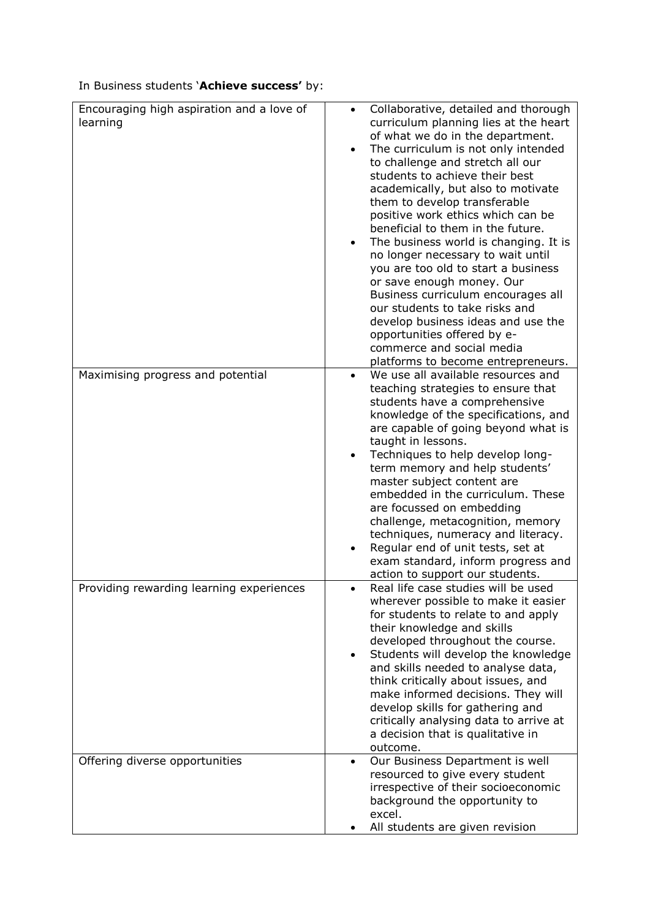In Business students '**Achieve success'** by:

| | |
|---|---|
| Encouraging high aspiration and a love of learning | • Collaborative, detailed and thorough curriculum planning lies at the heart of what we do in the department.<br>• The curriculum is not only intended to challenge and stretch all our students to achieve their best academically, but also to motivate them to develop transferable positive work ethics which can be beneficial to them in the future.<br>• The business world is changing. It is no longer necessary to wait until you are too old to start a business or save enough money. Our Business curriculum encourages all our students to take risks and develop business ideas and use the opportunities offered by e-commerce and social media platforms to become entrepreneurs. |
| Maximising progress and potential | • We use all available resources and teaching strategies to ensure that students have a comprehensive knowledge of the specifications, and are capable of going beyond what is taught in lessons.<br>• Techniques to help develop long-term memory and help students' master subject content are embedded in the curriculum. These are focussed on embedding challenge, metacognition, memory techniques, numeracy and literacy.<br>• Regular end of unit tests, set at exam standard, inform progress and action to support our students. |
| Providing rewarding learning experiences | • Real life case studies will be used wherever possible to make it easier for students to relate to and apply their knowledge and skills developed throughout the course.<br>• Students will develop the knowledge and skills needed to analyse data, think critically about issues, and make informed decisions. They will develop skills for gathering and critically analysing data to arrive at a decision that is qualitative in outcome. |
| Offering diverse opportunities | • Our Business Department is well resourced to give every student irrespective of their socioeconomic background the opportunity to excel.<br>• All students are given revision |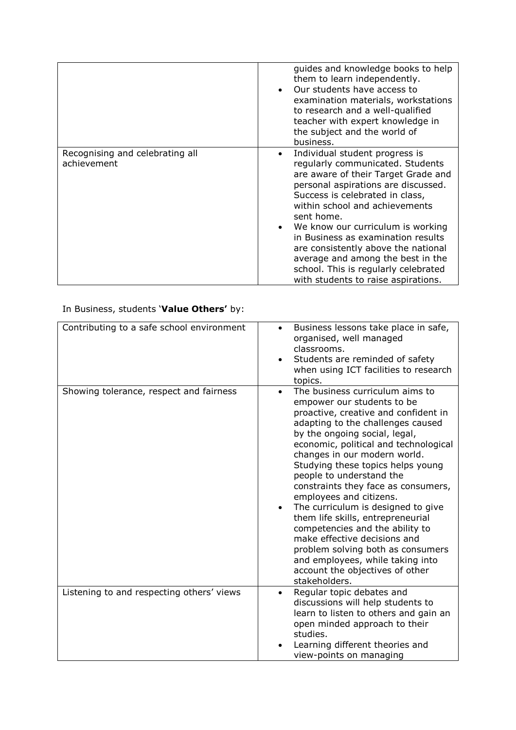| | |
|---|---|
| | guides and knowledge books to help them to learn independently.<br>• Our students have access to examination materials, workstations to research and a well-qualified teacher with expert knowledge in the subject and the world of business. |
| Recognising and celebrating all achievement | • Individual student progress is regularly communicated. Students are aware of their Target Grade and personal aspirations are discussed. Success is celebrated in class, within school and achievements sent home.<br>• We know our curriculum is working in Business as examination results are consistently above the national average and among the best in the school. This is regularly celebrated with students to raise aspirations. |

In Business, students '**Value Others'** by:

| | |
|---|---|
| Contributing to a safe school environment | • Business lessons take place in safe, organised, well managed classrooms.<br>• Students are reminded of safety when using ICT facilities to research topics. |
| Showing tolerance, respect and fairness | • The business curriculum aims to empower our students to be proactive, creative and confident in adapting to the challenges caused by the ongoing social, legal, economic, political and technological changes in our modern world. Studying these topics helps young people to understand the constraints they face as consumers, employees and citizens.<br>• The curriculum is designed to give them life skills, entrepreneurial competencies and the ability to make effective decisions and problem solving both as consumers and employees, while taking into account the objectives of other stakeholders. |
| Listening to and respecting others' views | • Regular topic debates and discussions will help students to learn to listen to others and gain an open minded approach to their studies.<br>• Learning different theories and view-points on managing |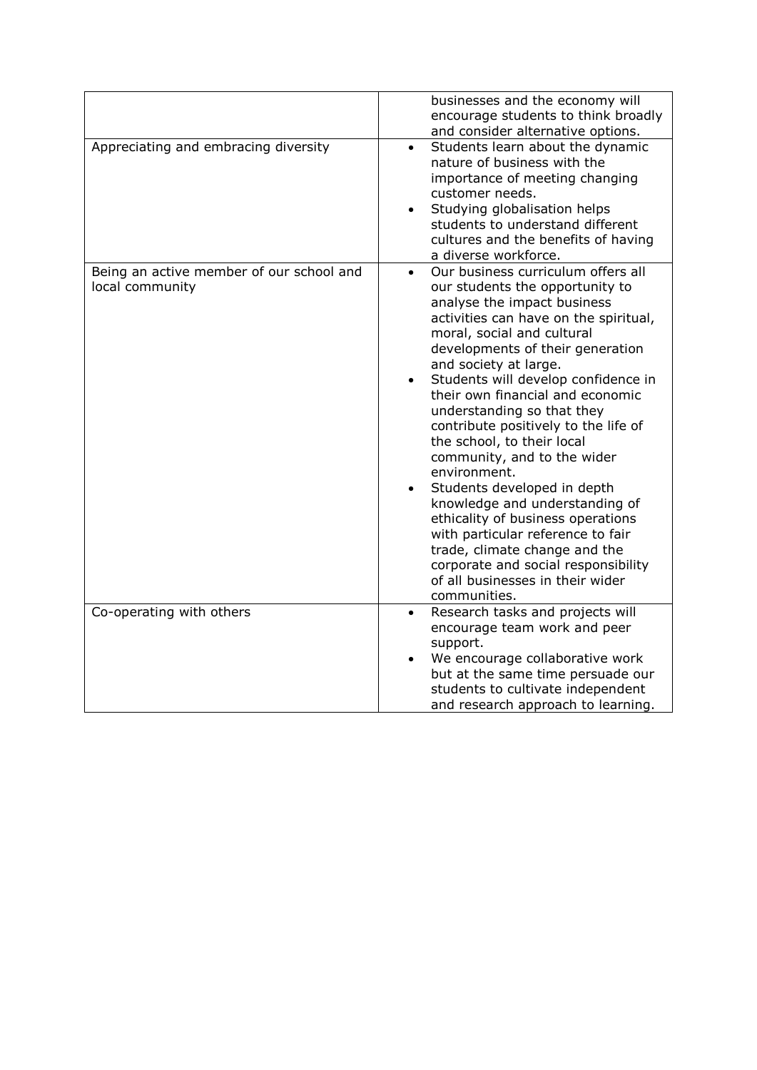| | |
|---|---|
| | businesses and the economy will encourage students to think broadly and consider alternative options. |
| Appreciating and embracing diversity | • Students learn about the dynamic nature of business with the importance of meeting changing customer needs.<br>• Studying globalisation helps students to understand different cultures and the benefits of having a diverse workforce. |
| Being an active member of our school and local community | • Our business curriculum offers all our students the opportunity to analyse the impact business activities can have on the spiritual, moral, social and cultural developments of their generation and society at large.<br>• Students will develop confidence in their own financial and economic understanding so that they contribute positively to the life of the school, to their local community, and to the wider environment.<br>• Students developed in depth knowledge and understanding of ethicality of business operations with particular reference to fair trade, climate change and the corporate and social responsibility of all businesses in their wider communities. |
| Co-operating with others | • Research tasks and projects will encourage team work and peer support.<br>• We encourage collaborative work but at the same time persuade our students to cultivate independent and research approach to learning. |